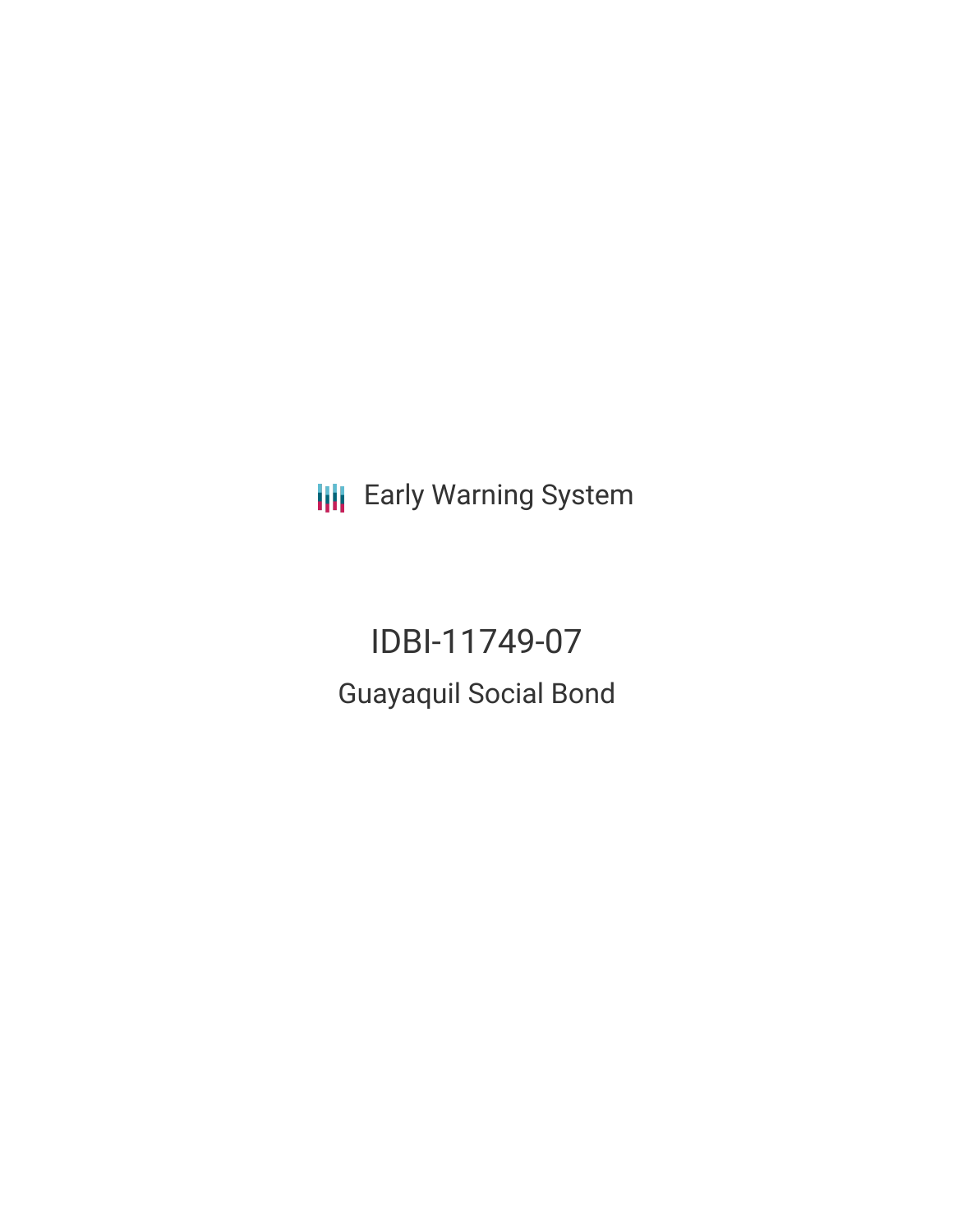Early Warning System

# IDBI-11749-07

## Guayaquil Social Bond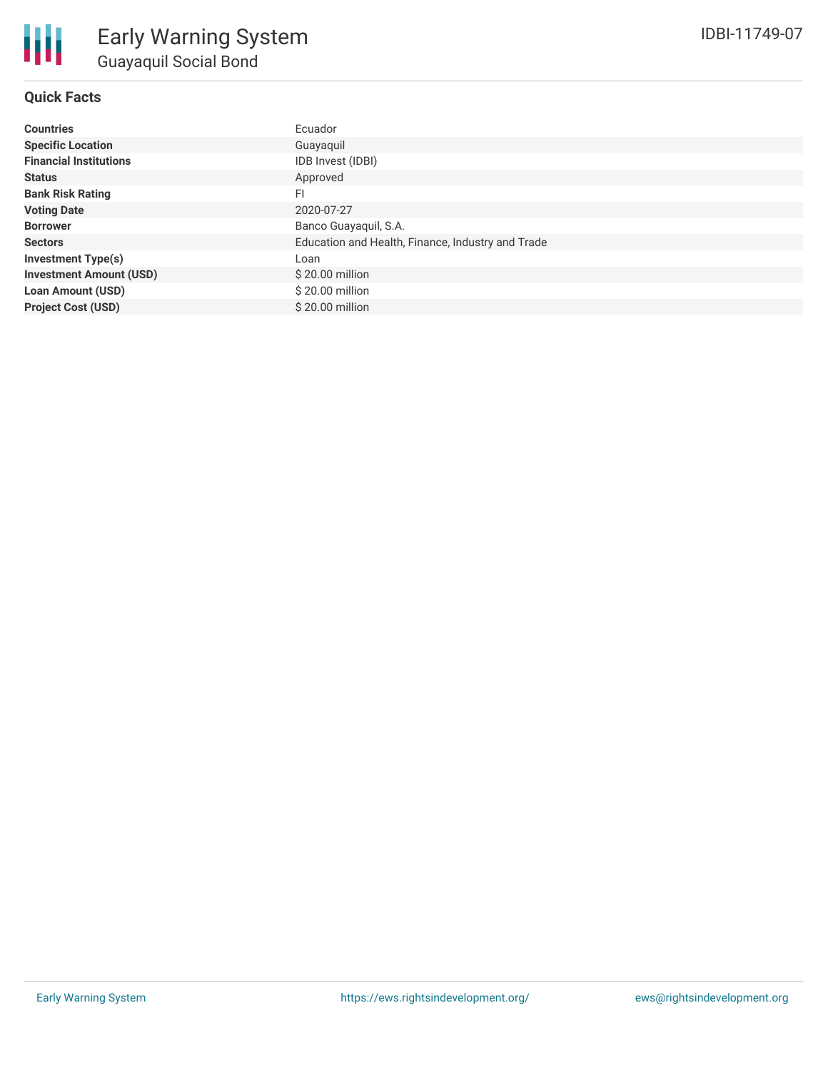# Early Warning System

## Guayaquil Social Bond

IDBI-11749-07

### Quick Facts

| | |
|---|---|
| **Countries** | Ecuador |
| **Specific Location** | Guayaquil |
| **Financial Institutions** | IDB Invest (IDBI) |
| **Status** | Approved |
| **Bank Risk Rating** | FI |
| **Voting Date** | 2020-07-27 |
| **Borrower** | Banco Guayaquil, S.A. |
| **Sectors** | Education and Health, Finance, Industry and Trade |
| **Investment Type(s)** | Loan |
| **Investment Amount (USD)** | $ 20.00 million |
| **Loan Amount (USD)** | $ 20.00 million |
| **Project Cost (USD)** | $ 20.00 million |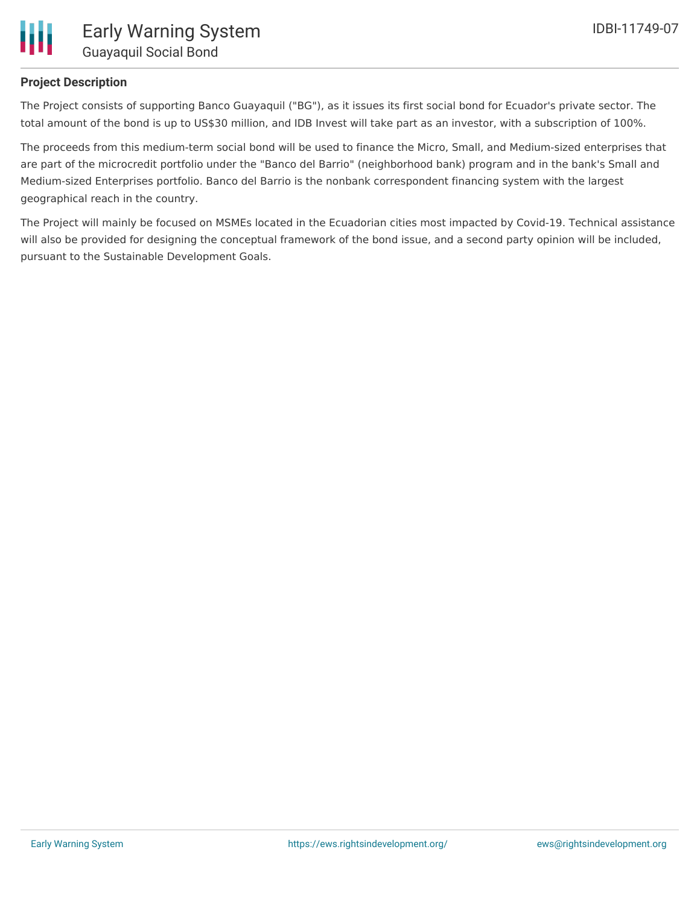## Project Description

The Project consists of supporting Banco Guayaquil ("BG"), as it issues its first social bond for Ecuador's private sector. The total amount of the bond is up to US$30 million, and IDB Invest will take part as an investor, with a subscription of 100%.

The proceeds from this medium-term social bond will be used to finance the Micro, Small, and Medium-sized enterprises that are part of the microcredit portfolio under the "Banco del Barrio" (neighborhood bank) program and in the bank's Small and Medium-sized Enterprises portfolio. Banco del Barrio is the nonbank correspondent financing system with the largest geographical reach in the country.

The Project will mainly be focused on MSMEs located in the Ecuadorian cities most impacted by Covid-19. Technical assistance will also be provided for designing the conceptual framework of the bond issue, and a second party opinion will be included, pursuant to the Sustainable Development Goals.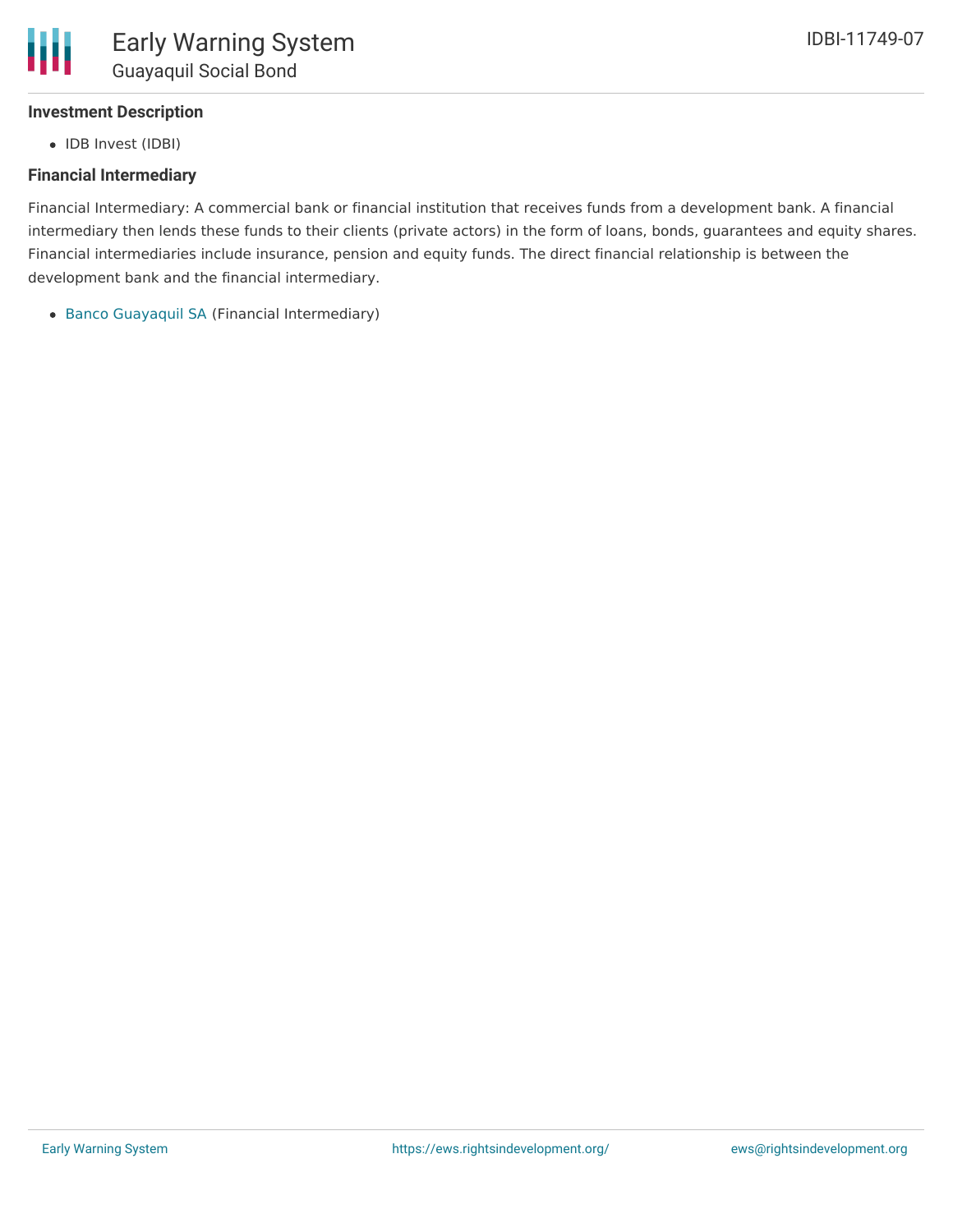### Investment Description

- IDB Invest (IDBI)

### Financial Intermediary

Financial Intermediary: A commercial bank or financial institution that receives funds from a development bank. A financial intermediary then lends these funds to their clients (private actors) in the form of loans, bonds, guarantees and equity shares. Financial intermediaries include insurance, pension and equity funds. The direct financial relationship is between the development bank and the financial intermediary.

- Banco Guayaquil SA (Financial Intermediary)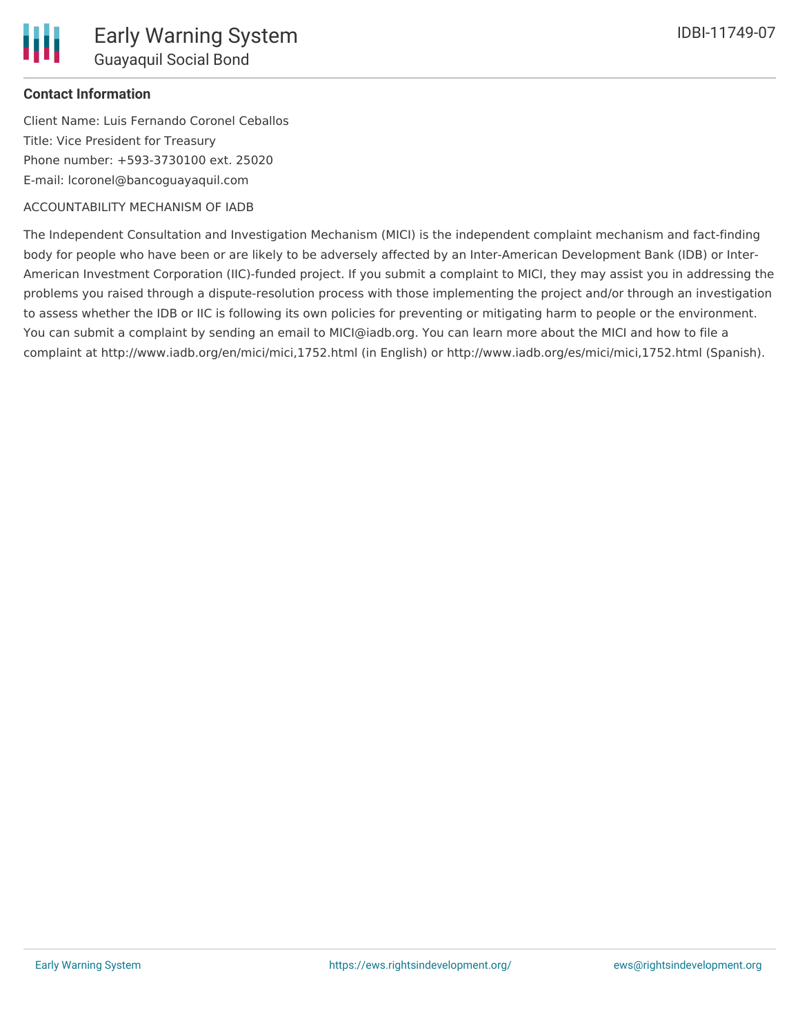## Contact Information

Client Name: Luis Fernando Coronel Ceballos
Title: Vice President for Treasury
Phone number: +593-3730100 ext. 25020
E-mail: lcoronel@bancoguayaquil.com

ACCOUNTABILITY MECHANISM OF IADB

The Independent Consultation and Investigation Mechanism (MICI) is the independent complaint mechanism and fact-finding body for people who have been or are likely to be adversely affected by an Inter-American Development Bank (IDB) or Inter-American Investment Corporation (IIC)-funded project. If you submit a complaint to MICI, they may assist you in addressing the problems you raised through a dispute-resolution process with those implementing the project and/or through an investigation to assess whether the IDB or IIC is following its own policies for preventing or mitigating harm to people or the environment. You can submit a complaint by sending an email to MICI@iadb.org. You can learn more about the MICI and how to file a complaint at http://www.iadb.org/en/mici/mici,1752.html (in English) or http://www.iadb.org/es/mici/mici,1752.html (Spanish).